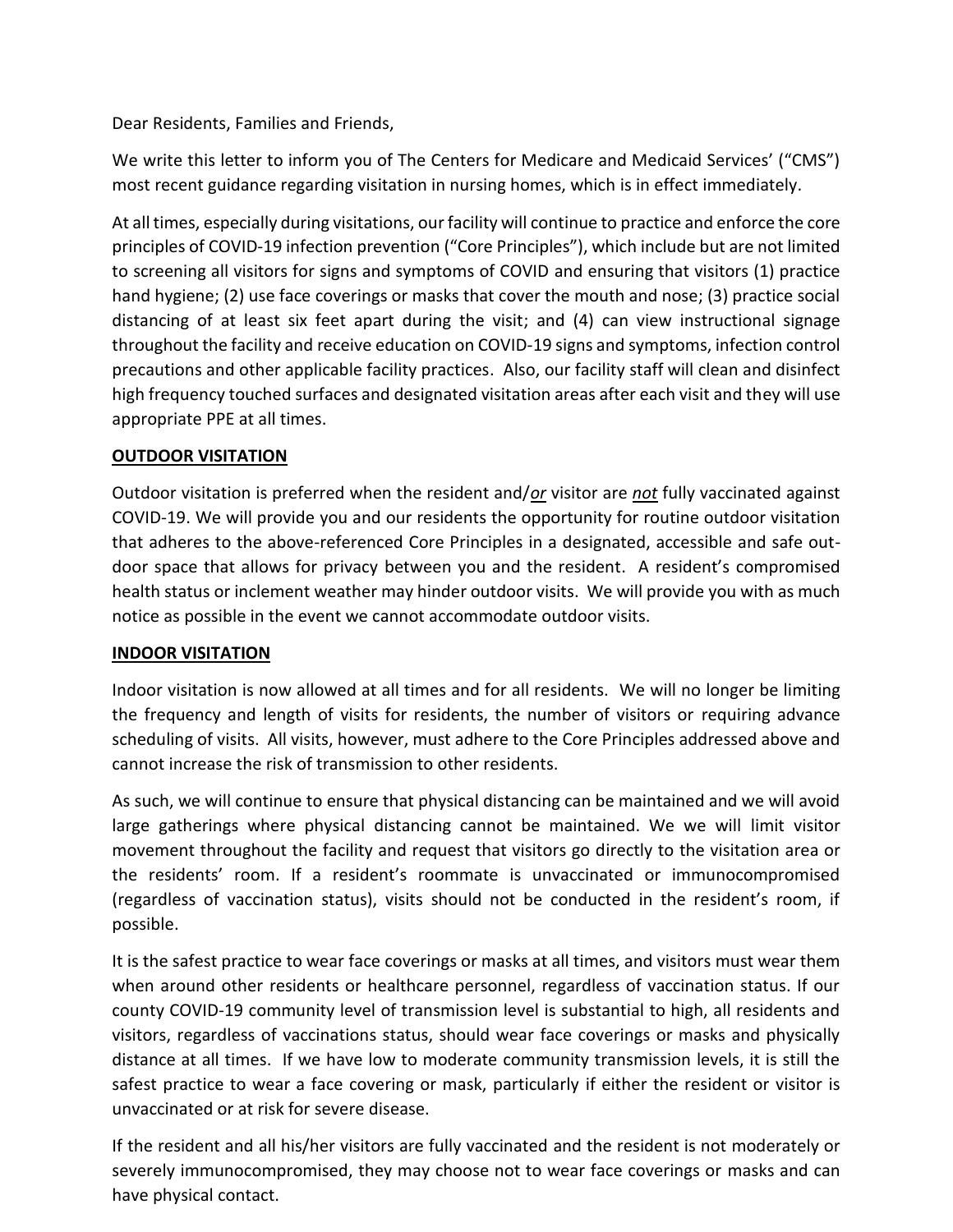Dear Residents, Families and Friends,

We write this letter to inform you of The Centers for Medicare and Medicaid Services' ("CMS") most recent guidance regarding visitation in nursing homes, which is in effect immediately.

At all times, especially during visitations, our facility will continue to practice and enforce the core principles of COVID-19 infection prevention ("Core Principles"), which include but are not limited to screening all visitors for signs and symptoms of COVID and ensuring that visitors (1) practice hand hygiene; (2) use face coverings or masks that cover the mouth and nose; (3) practice social distancing of at least six feet apart during the visit; and (4) can view instructional signage throughout the facility and receive education on COVID-19 signs and symptoms, infection control precautions and other applicable facility practices. Also, our facility staff will clean and disinfect high frequency touched surfaces and designated visitation areas after each visit and they will use appropriate PPE at all times.

**OUTDOOR VISITATION**

Outdoor visitation is preferred when the resident and/***or*** visitor are ***not*** fully vaccinated against COVID-19. We will provide you and our residents the opportunity for routine outdoor visitation that adheres to the above-referenced Core Principles in a designated, accessible and safe outdoor space that allows for privacy between you and the resident. A resident's compromised health status or inclement weather may hinder outdoor visits. We will provide you with as much notice as possible in the event we cannot accommodate outdoor visits.

**INDOOR VISITATION**

Indoor visitation is now allowed at all times and for all residents. We will no longer be limiting the frequency and length of visits for residents, the number of visitors or requiring advance scheduling of visits. All visits, however, must adhere to the Core Principles addressed above and cannot increase the risk of transmission to other residents.

As such, we will continue to ensure that physical distancing can be maintained and we will avoid large gatherings where physical distancing cannot be maintained. We we will limit visitor movement throughout the facility and request that visitors go directly to the visitation area or the residents' room. If a resident's roommate is unvaccinated or immunocompromised (regardless of vaccination status), visits should not be conducted in the resident's room, if possible.

It is the safest practice to wear face coverings or masks at all times, and visitors must wear them when around other residents or healthcare personnel, regardless of vaccination status. If our county COVID-19 community level of transmission level is substantial to high, all residents and visitors, regardless of vaccinations status, should wear face coverings or masks and physically distance at all times. If we have low to moderate community transmission levels, it is still the safest practice to wear a face covering or mask, particularly if either the resident or visitor is unvaccinated or at risk for severe disease.

If the resident and all his/her visitors are fully vaccinated and the resident is not moderately or severely immunocompromised, they may choose not to wear face coverings or masks and can have physical contact.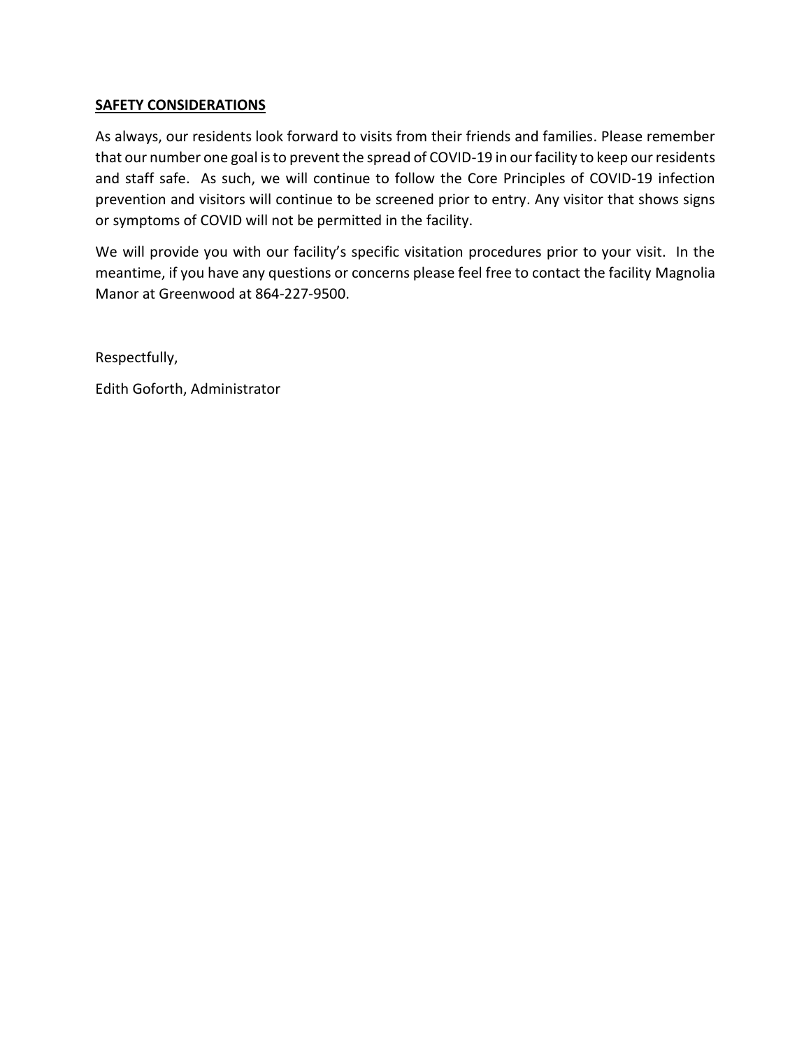**SAFETY CONSIDERATIONS**

As always, our residents look forward to visits from their friends and families. Please remember that our number one goal is to prevent the spread of COVID-19 in our facility to keep our residents and staff safe. As such, we will continue to follow the Core Principles of COVID-19 infection prevention and visitors will continue to be screened prior to entry. Any visitor that shows signs or symptoms of COVID will not be permitted in the facility.

We will provide you with our facility's specific visitation procedures prior to your visit. In the meantime, if you have any questions or concerns please feel free to contact the facility Magnolia Manor at Greenwood at 864-227-9500.

Respectfully,

Edith Goforth, Administrator